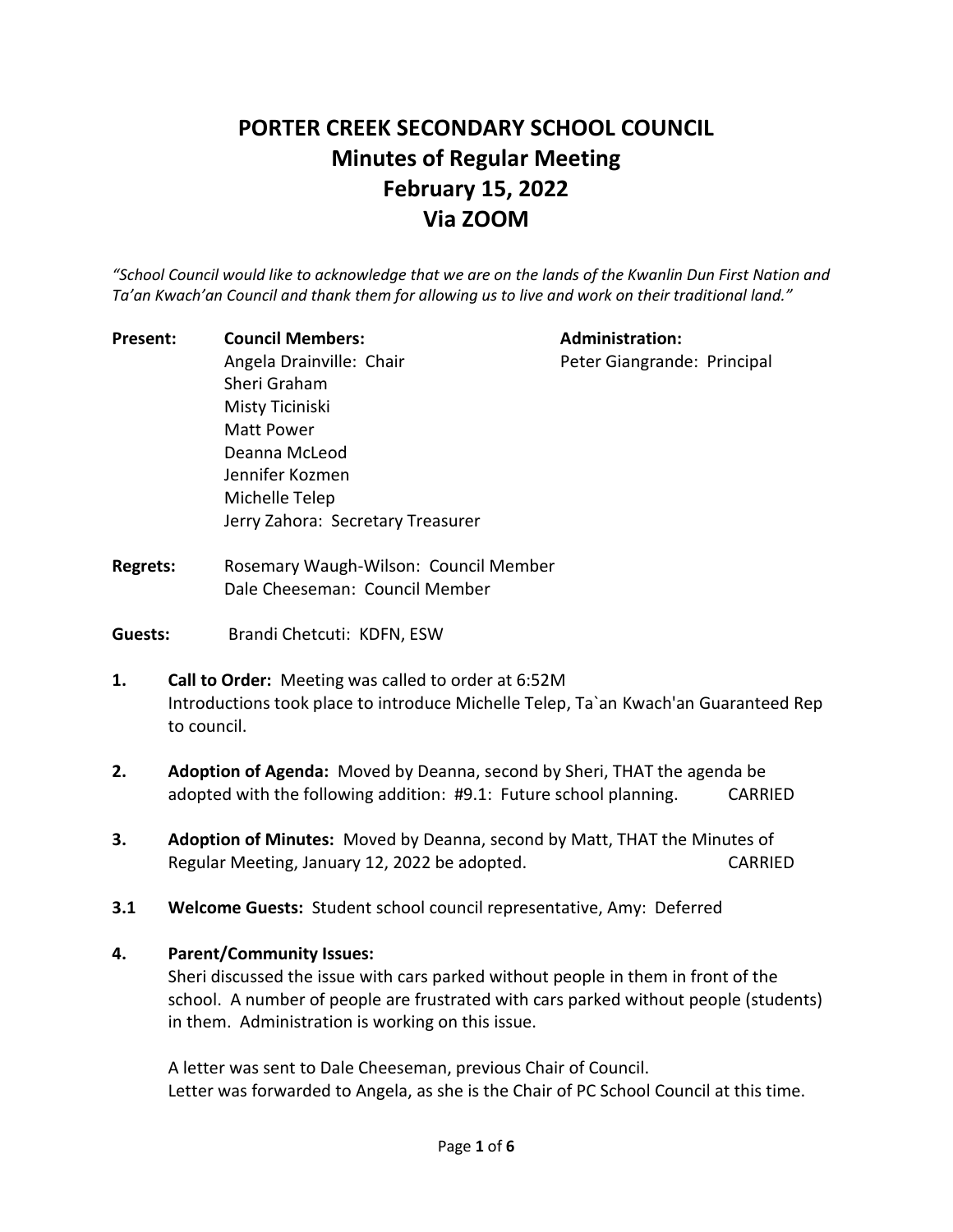# PORTER CREEK SECONDARY SCHOOL COUNCIL
## Minutes of Regular Meeting
## February 15, 2022
## Via ZOOM

*"School Council would like to acknowledge that we are on the lands of the Kwanlin Dun First Nation and Ta'an Kwach'an Council and thank them for allowing us to live and work on their traditional land."*

**Present:**

**Council Members:**
- Angela Drainville: Chair
- Sheri Graham
- Misty Ticiniski
- Matt Power
- Deanna McLeod
- Jennifer Kozmen
- Michelle Telep
- Jerry Zahora: Secretary Treasurer

**Administration:**
- Peter Giangrande: Principal

**Regrets:**
- Rosemary Waugh-Wilson: Council Member
- Dale Cheeseman: Council Member

**Guests:** Brandi Chetcuti: KDFN, ESW

**1. Call to Order:** Meeting was called to order at 6:52M
Introductions took place to introduce Michelle Telep, Ta`an Kwach'an Guaranteed Rep to council.

**2. Adoption of Agenda:** Moved by Deanna, second by Sheri, THAT the agenda be adopted with the following addition: #9.1: Future school planning. CARRIED

**3. Adoption of Minutes:** Moved by Deanna, second by Matt, THAT the Minutes of Regular Meeting, January 12, 2022 be adopted. CARRIED

**3.1 Welcome Guests:** Student school council representative, Amy: Deferred

**4. Parent/Community Issues:**

Sheri discussed the issue with cars parked without people in them in front of the school. A number of people are frustrated with cars parked without people (students) in them. Administration is working on this issue.

A letter was sent to Dale Cheeseman, previous Chair of Council.
Letter was forwarded to Angela, as she is the Chair of PC School Council at this time.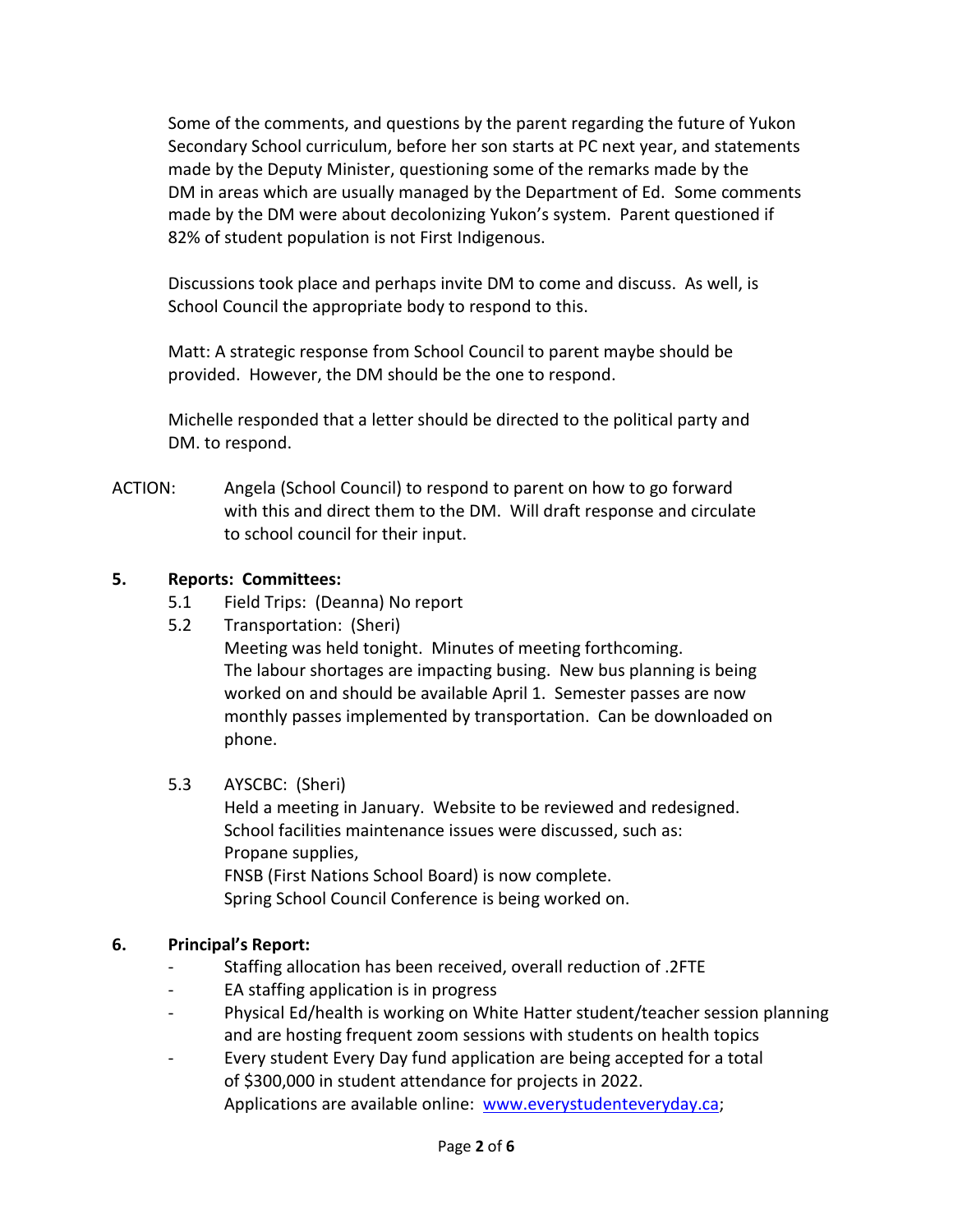Some of the comments, and questions by the parent regarding the future of Yukon Secondary School curriculum, before her son starts at PC next year, and statements made by the Deputy Minister, questioning some of the remarks made by the DM in areas which are usually managed by the Department of Ed. Some comments made by the DM were about decolonizing Yukon's system. Parent questioned if 82% of student population is not First Indigenous.

Discussions took place and perhaps invite DM to come and discuss. As well, is School Council the appropriate body to respond to this.

Matt: A strategic response from School Council to parent maybe should be provided. However, the DM should be the one to respond.

Michelle responded that a letter should be directed to the political party and DM. to respond.

ACTION: Angela (School Council) to respond to parent on how to go forward with this and direct them to the DM. Will draft response and circulate to school council for their input.

**5. Reports: Committees:**

5.1 Field Trips: (Deanna) No report

5.2 Transportation: (Sheri)
Meeting was held tonight. Minutes of meeting forthcoming.
The labour shortages are impacting busing. New bus planning is being worked on and should be available April 1. Semester passes are now monthly passes implemented by transportation. Can be downloaded on phone.

5.3 AYSCBC: (Sheri)
Held a meeting in January. Website to be reviewed and redesigned.
School facilities maintenance issues were discussed, such as:
Propane supplies,
FNSB (First Nations School Board) is now complete.
Spring School Council Conference is being worked on.

**6. Principal's Report:**

- Staffing allocation has been received, overall reduction of .2FTE
- EA staffing application is in progress
- Physical Ed/health is working on White Hatter student/teacher session planning and are hosting frequent zoom sessions with students on health topics
- Every student Every Day fund application are being accepted for a total of $300,000 in student attendance for projects in 2022.
  Applications are available online: www.everystudenteveryday.ca;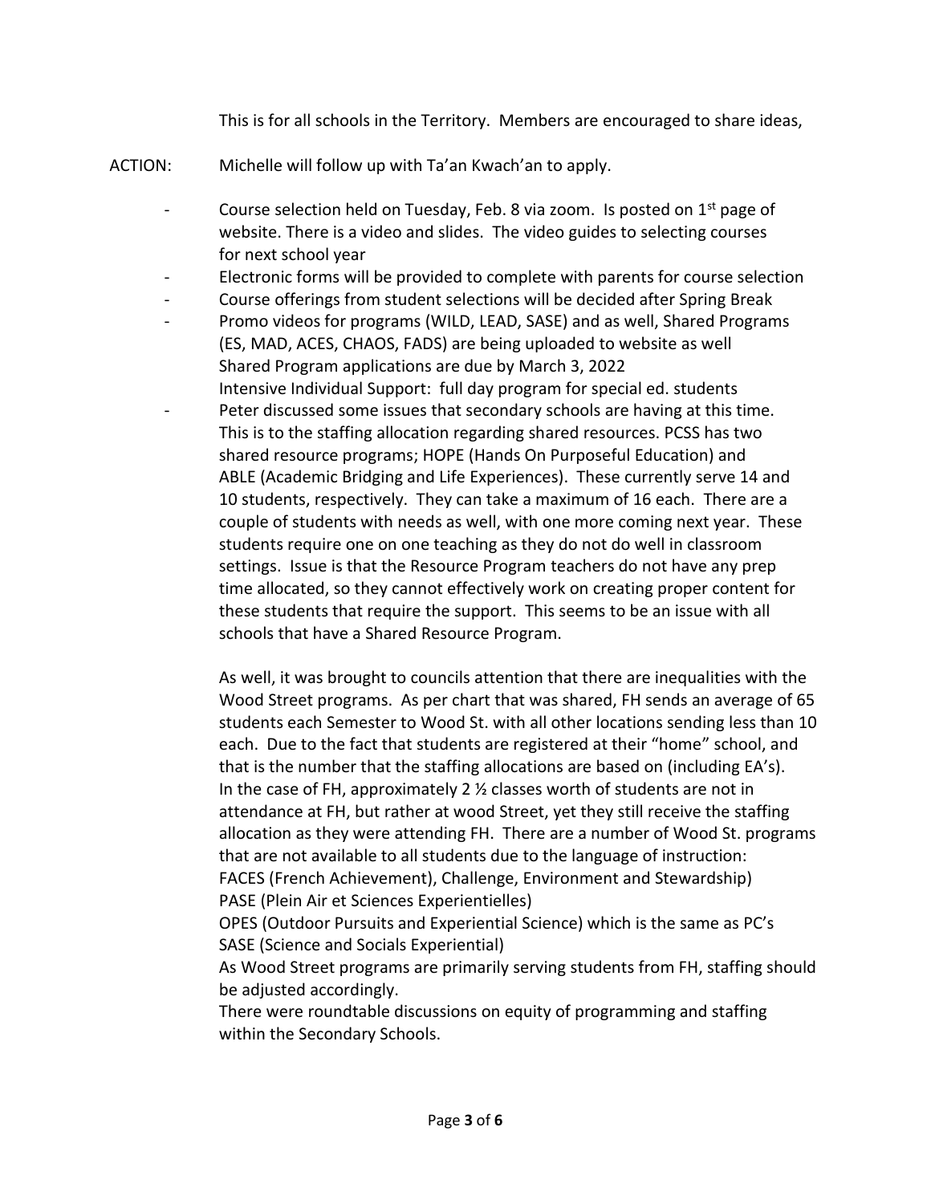This is for all schools in the Territory. Members are encouraged to share ideas,

ACTION: Michelle will follow up with Ta'an Kwach'an to apply.

- Course selection held on Tuesday, Feb. 8 via zoom. Is posted on 1st page of website. There is a video and slides. The video guides to selecting courses for next school year
- Electronic forms will be provided to complete with parents for course selection
- Course offerings from student selections will be decided after Spring Break
- Promo videos for programs (WILD, LEAD, SASE) and as well, Shared Programs (ES, MAD, ACES, CHAOS, FADS) are being uploaded to website as well
  Shared Program applications are due by March 3, 2022
  Intensive Individual Support: full day program for special ed. students
- Peter discussed some issues that secondary schools are having at this time. This is to the staffing allocation regarding shared resources. PCSS has two shared resource programs; HOPE (Hands On Purposeful Education) and ABLE (Academic Bridging and Life Experiences). These currently serve 14 and 10 students, respectively. They can take a maximum of 16 each. There are a couple of students with needs as well, with one more coming next year. These students require one on one teaching as they do not do well in classroom settings. Issue is that the Resource Program teachers do not have any prep time allocated, so they cannot effectively work on creating proper content for these students that require the support. This seems to be an issue with all schools that have a Shared Resource Program.

  As well, it was brought to councils attention that there are inequalities with the Wood Street programs. As per chart that was shared, FH sends an average of 65 students each Semester to Wood St. with all other locations sending less than 10 each. Due to the fact that students are registered at their "home" school, and that is the number that the staffing allocations are based on (including EA's). In the case of FH, approximately 2 ½ classes worth of students are not in attendance at FH, but rather at wood Street, yet they still receive the staffing allocation as they were attending FH. There are a number of Wood St. programs that are not available to all students due to the language of instruction:
  FACES (French Achievement), Challenge, Environment and Stewardship)
  PASE (Plein Air et Sciences Experientielles)
  OPES (Outdoor Pursuits and Experiential Science) which is the same as PC's SASE (Science and Socials Experiential)
  As Wood Street programs are primarily serving students from FH, staffing should be adjusted accordingly.
  There were roundtable discussions on equity of programming and staffing within the Secondary Schools.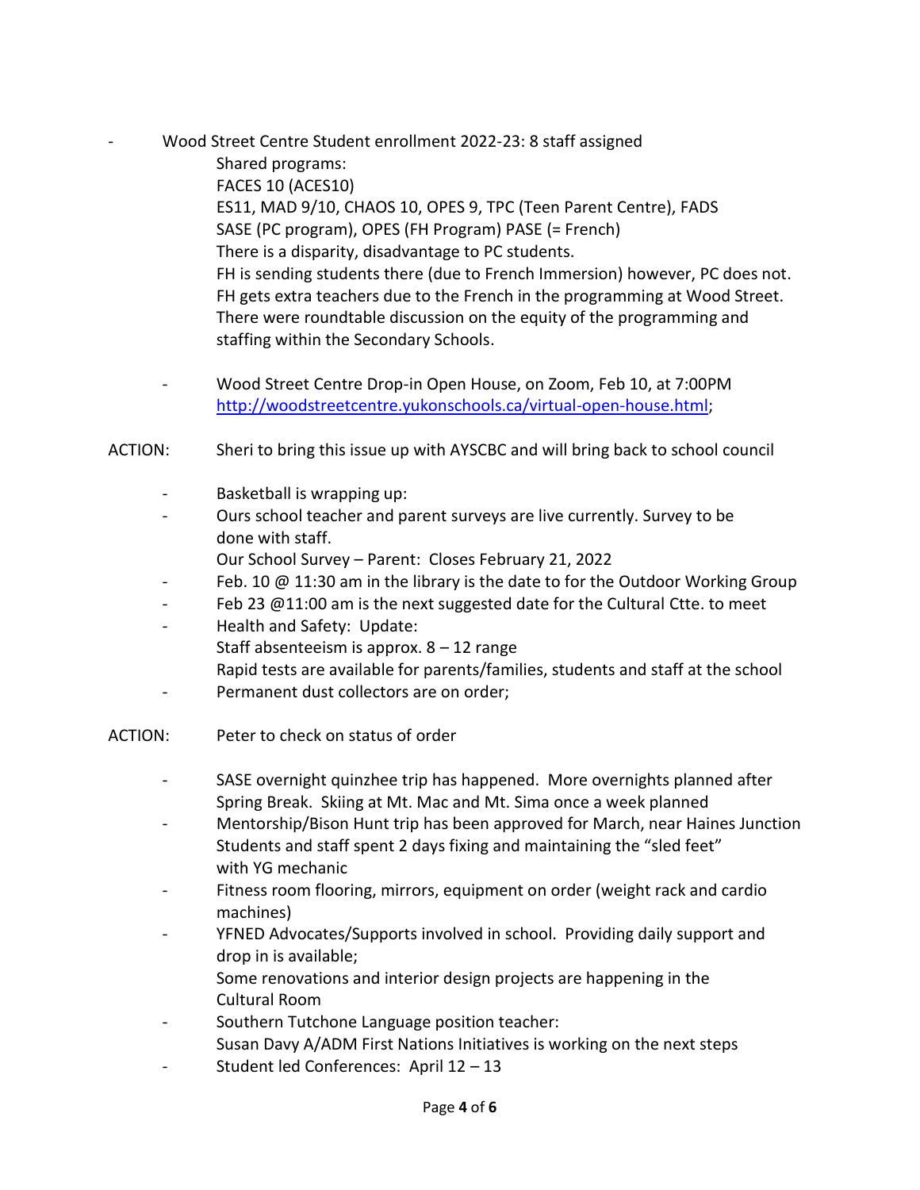- Wood Street Centre Student enrollment 2022-23: 8 staff assigned
  Shared programs:
  FACES 10 (ACES10)
  ES11, MAD 9/10, CHAOS 10, OPES 9, TPC (Teen Parent Centre), FADS
  SASE (PC program), OPES (FH Program) PASE (= French)
  There is a disparity, disadvantage to PC students.
  FH is sending students there (due to French Immersion) however, PC does not.
  FH gets extra teachers due to the French in the programming at Wood Street.
  There were roundtable discussion on the equity of the programming and staffing within the Secondary Schools.

- Wood Street Centre Drop-in Open House, on Zoom, Feb 10, at 7:00PM
  [http://woodstreetcentre.yukonschools.ca/virtual-open-house.html](http://woodstreetcentre.yukonschools.ca/virtual-open-house.html);

ACTION: Sheri to bring this issue up with AYSCBC and will bring back to school council

- Basketball is wrapping up:
- Ours school teacher and parent surveys are live currently. Survey to be done with staff.
  Our School Survey – Parent: Closes February 21, 2022
- Feb. 10 @ 11:30 am in the library is the date to for the Outdoor Working Group
- Feb 23 @11:00 am is the next suggested date for the Cultural Ctte. to meet
- Health and Safety: Update:
  Staff absenteeism is approx. 8 – 12 range
  Rapid tests are available for parents/families, students and staff at the school
- Permanent dust collectors are on order;

ACTION: Peter to check on status of order

- SASE overnight quinzhee trip has happened. More overnights planned after Spring Break. Skiing at Mt. Mac and Mt. Sima once a week planned
- Mentorship/Bison Hunt trip has been approved for March, near Haines Junction
  Students and staff spent 2 days fixing and maintaining the "sled feet" with YG mechanic
- Fitness room flooring, mirrors, equipment on order (weight rack and cardio machines)
- YFNED Advocates/Supports involved in school. Providing daily support and drop in is available;
  Some renovations and interior design projects are happening in the Cultural Room
- Southern Tutchone Language position teacher:
  Susan Davy A/ADM First Nations Initiatives is working on the next steps
- Student led Conferences: April 12 – 13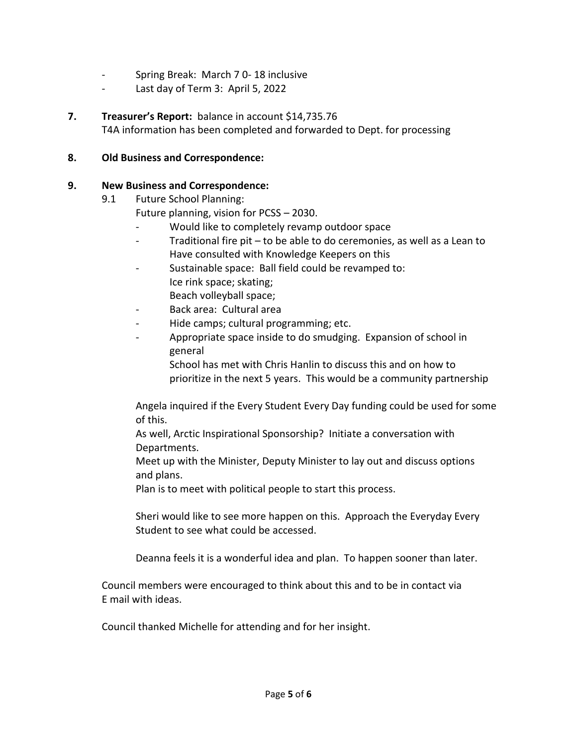- Spring Break: March 7 0- 18 inclusive
- Last day of Term 3: April 5, 2022

**7. Treasurer's Report:** balance in account $14,735.76
T4A information has been completed and forwarded to Dept. for processing

**8. Old Business and Correspondence:**

**9. New Business and Correspondence:**

9.1 Future School Planning:
Future planning, vision for PCSS – 2030.

- Would like to completely revamp outdoor space
- Traditional fire pit – to be able to do ceremonies, as well as a Lean to
  Have consulted with Knowledge Keepers on this
- Sustainable space: Ball field could be revamped to:
  Ice rink space; skating;
  Beach volleyball space;
- Back area: Cultural area
- Hide camps; cultural programming; etc.
- Appropriate space inside to do smudging. Expansion of school in general
  School has met with Chris Hanlin to discuss this and on how to prioritize in the next 5 years. This would be a community partnership

Angela inquired if the Every Student Every Day funding could be used for some of this.
As well, Arctic Inspirational Sponsorship? Initiate a conversation with Departments.
Meet up with the Minister, Deputy Minister to lay out and discuss options and plans.
Plan is to meet with political people to start this process.

Sheri would like to see more happen on this. Approach the Everyday Every Student to see what could be accessed.

Deanna feels it is a wonderful idea and plan. To happen sooner than later.

Council members were encouraged to think about this and to be in contact via E mail with ideas.

Council thanked Michelle for attending and for her insight.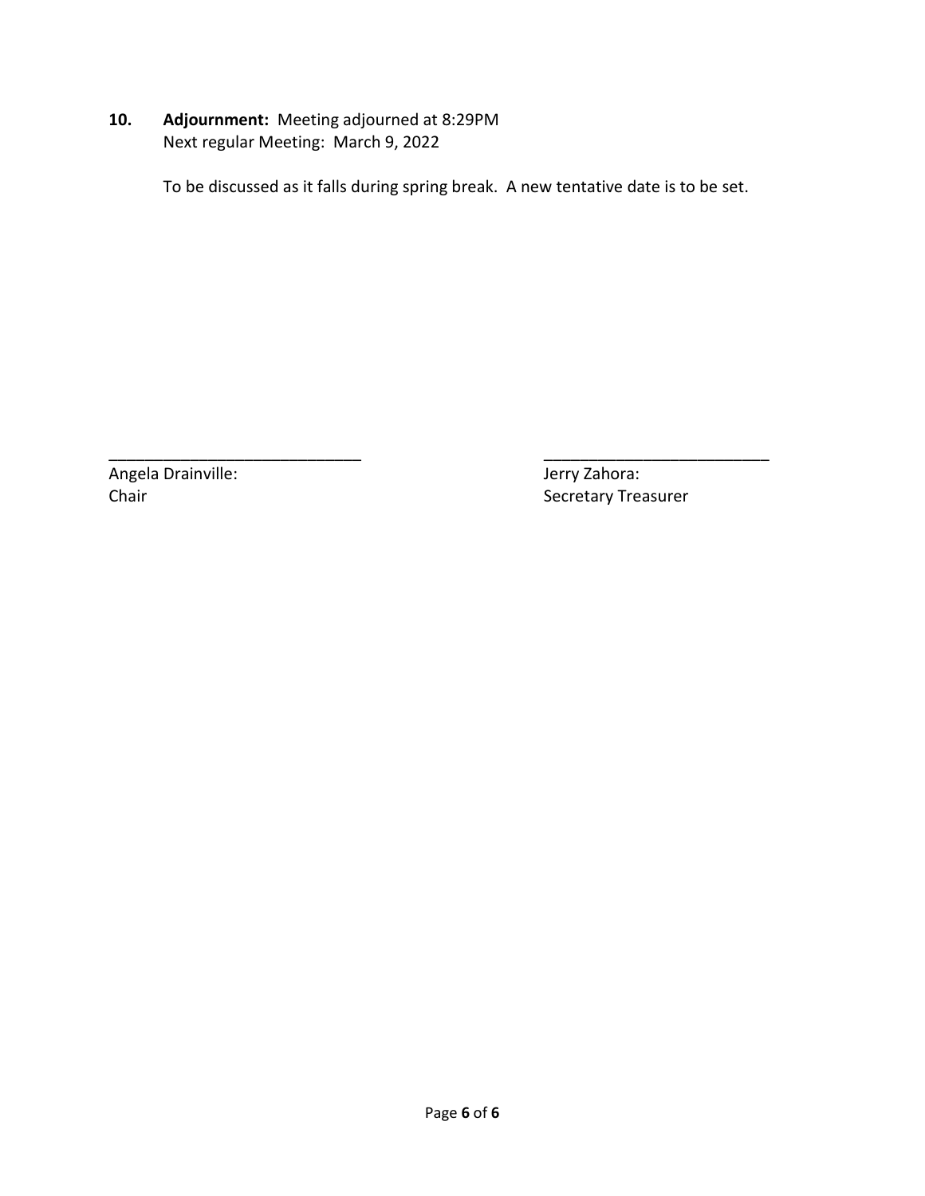**10. Adjournment:** Meeting adjourned at 8:29PM
Next regular Meeting: March 9, 2022

To be discussed as it falls during spring break. A new tentative date is to be set.

____________________________
Angela Drainville:
Chair

____________________________
Jerry Zahora:
Secretary Treasurer